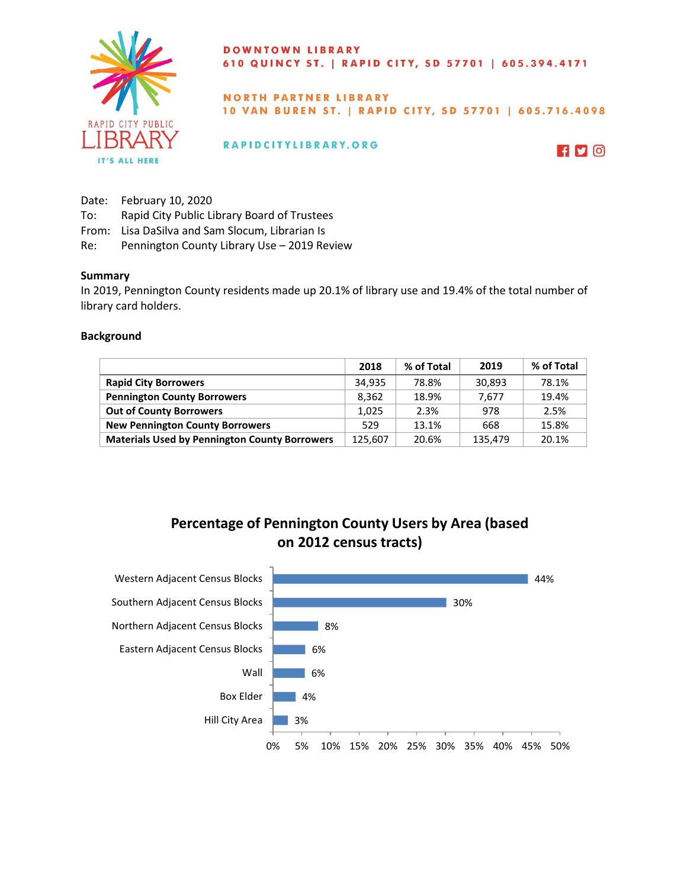DOWNTOWN LIBRARY
610 QUINCY ST. | RAPID CITY, SD 57701 | 605.394.4171

NORTH PARTNER LIBRARY
10 VAN BUREN ST. | RAPID CITY, SD 57701 | 605.716.4098

RAPIDCITYLIBRARY.ORG

Date: February 10, 2020
To: Rapid City Public Library Board of Trustees
From: Lisa DaSilva and Sam Slocum, Librarian Is
Re: Pennington County Library Use – 2019 Review

## Summary

In 2019, Pennington County residents made up 20.1% of library use and 19.4% of the total number of library card holders.

## Background

| | 2018 | % of Total | 2019 | % of Total |
|---|---|---|---|---|
| **Rapid City Borrowers** | 34,935 | 78.8% | 30,893 | 78.1% |
| **Pennington County Borrowers** | 8,362 | 18.9% | 7,677 | 19.4% |
| **Out of County Borrowers** | 1,025 | 2.3% | 978 | 2.5% |
| **New Pennington County Borrowers** | 529 | 13.1% | 668 | 15.8% |
| **Materials Used by Pennington County Borrowers** | 125,607 | 20.6% | 135,479 | 20.1% |

**Percentage of Pennington County Users by Area (based on 2012 census tracts)**

| Area | Percentage |
|---|---|
| Western Adjacent Census Blocks | 44% |
| Southern Adjacent Census Blocks | 30% |
| Northern Adjacent Census Blocks | 8% |
| Eastern Adjacent Census Blocks | 6% |
| Wall | 6% |
| Box Elder | 4% |
| Hill City Area | 3% |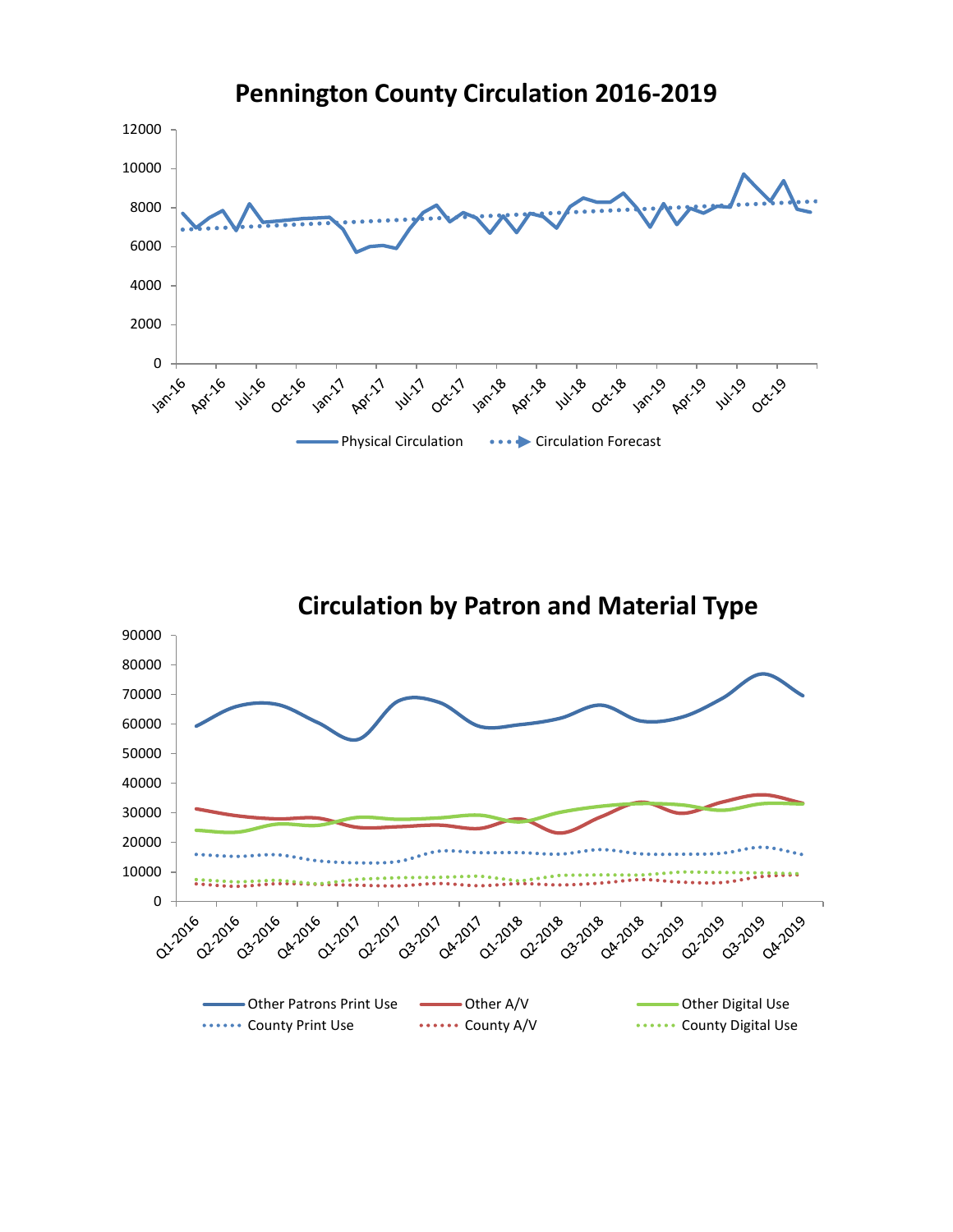## Pennington County Circulation 2016-2019

12000
10000
8000
6000
4000
2000
0

Jan-16 Apr-16 Jul-16 Oct-16 Jan-17 Apr-17 Jul-17 Oct-17 Jan-18 Apr-18 Jul-18 Oct-18 Jan-19 Apr-19 Jul-19 Oct-19

Physical Circulation    Circulation Forecast

## Circulation by Patron and Material Type

90000
80000
70000
60000
50000
40000
30000
20000
10000
0

Q1-2016 Q2-2016 Q3-2016 Q4-2016 Q1-2017 Q2-2017 Q3-2017 Q4-2017 Q1-2018 Q2-2018 Q3-2018 Q4-2018 Q1-2019 Q2-2019 Q3-2019 Q4-2019

Other Patrons Print Use    Other A/V    Other Digital Use
County Print Use    County A/V    County Digital Use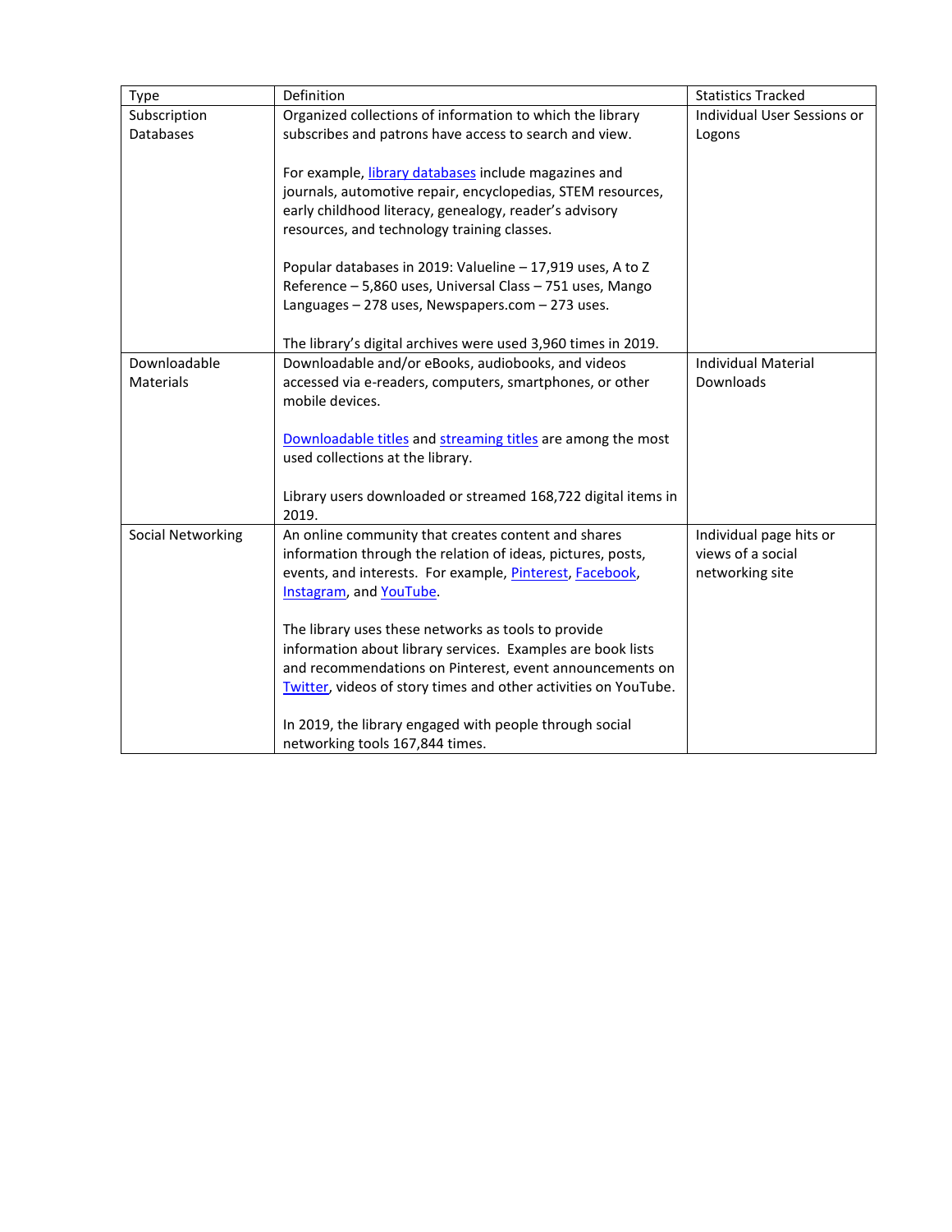| Type | Definition | Statistics Tracked |
|---|---|---|
| Subscription Databases | Organized collections of information to which the library subscribes and patrons have access to search and view.<br><br>For example, library databases include magazines and journals, automotive repair, encyclopedias, STEM resources, early childhood literacy, genealogy, reader's advisory resources, and technology training classes.<br><br>Popular databases in 2019: Valueline – 17,919 uses, A to Z Reference – 5,860 uses, Universal Class – 751 uses, Mango Languages – 278 uses, Newspapers.com – 273 uses.<br><br>The library's digital archives were used 3,960 times in 2019. | Individual User Sessions or Logons |
| Downloadable Materials | Downloadable and/or eBooks, audiobooks, and videos accessed via e-readers, computers, smartphones, or other mobile devices.<br><br>Downloadable titles and streaming titles are among the most used collections at the library.<br><br>Library users downloaded or streamed 168,722 digital items in 2019. | Individual Material Downloads |
| Social Networking | An online community that creates content and shares information through the relation of ideas, pictures, posts, events, and interests. For example, Pinterest, Facebook, Instagram, and YouTube.<br><br>The library uses these networks as tools to provide information about library services. Examples are book lists and recommendations on Pinterest, event announcements on Twitter, videos of story times and other activities on YouTube.<br><br>In 2019, the library engaged with people through social networking tools 167,844 times. | Individual page hits or views of a social networking site |